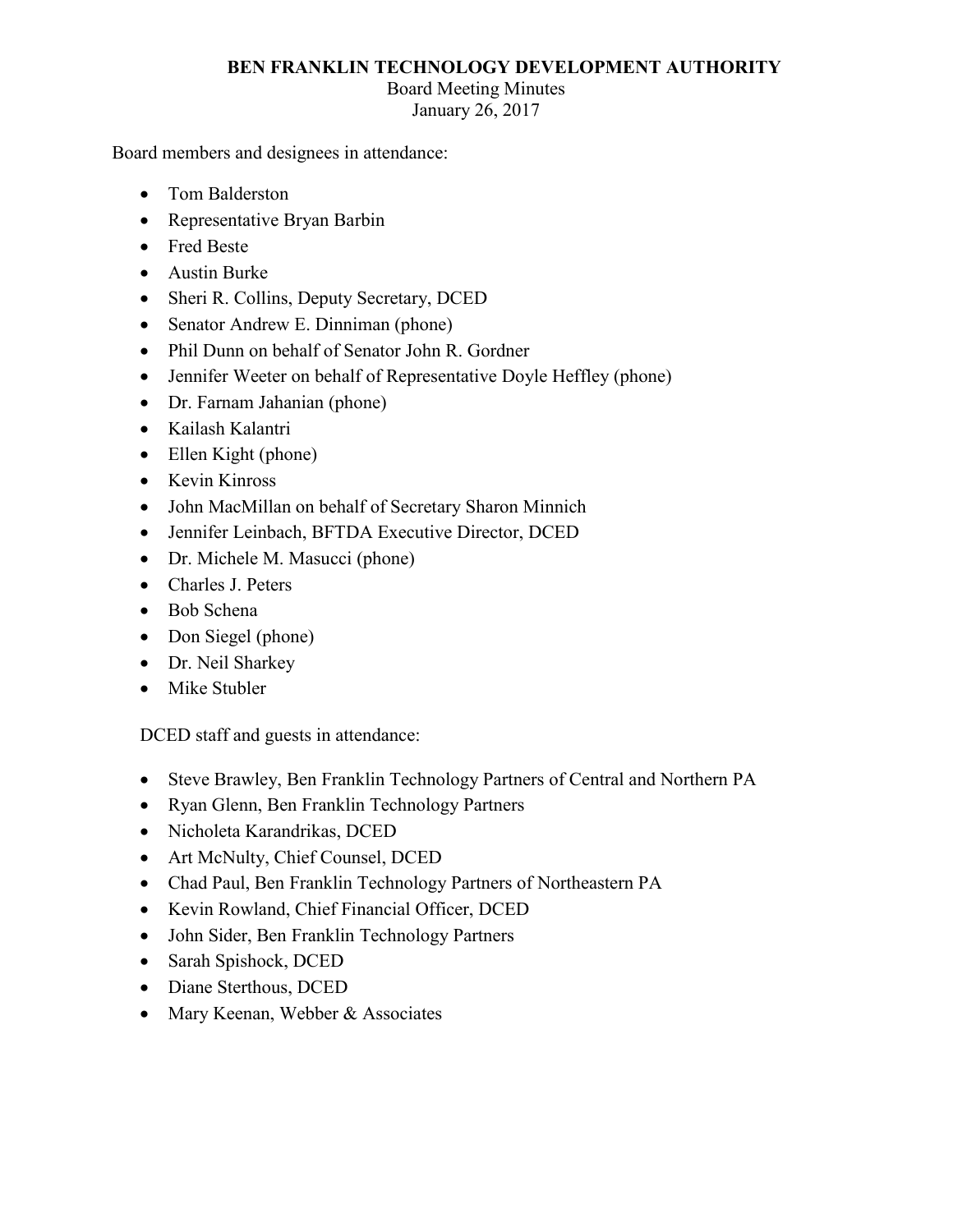# BEN FRANKLIN TECHNOLOGY DEVELOPMENT AUTHORITY

Board Meeting Minutes
January 26, 2017

Board members and designees in attendance:

- Tom Balderston
- Representative Bryan Barbin
- Fred Beste
- Austin Burke
- Sheri R. Collins, Deputy Secretary, DCED
- Senator Andrew E. Dinniman (phone)
- Phil Dunn on behalf of Senator John R. Gordner
- Jennifer Weeter on behalf of Representative Doyle Heffley (phone)
- Dr. Farnam Jahanian (phone)
- Kailash Kalantri
- Ellen Kight (phone)
- Kevin Kinross
- John MacMillan on behalf of Secretary Sharon Minnich
- Jennifer Leinbach, BFTDA Executive Director, DCED
- Dr. Michele M. Masucci (phone)
- Charles J. Peters
- Bob Schena
- Don Siegel (phone)
- Dr. Neil Sharkey
- Mike Stubler

DCED staff and guests in attendance:

- Steve Brawley, Ben Franklin Technology Partners of Central and Northern PA
- Ryan Glenn, Ben Franklin Technology Partners
- Nicholeta Karandrikas, DCED
- Art McNulty, Chief Counsel, DCED
- Chad Paul, Ben Franklin Technology Partners of Northeastern PA
- Kevin Rowland, Chief Financial Officer, DCED
- John Sider, Ben Franklin Technology Partners
- Sarah Spishock, DCED
- Diane Sterthous, DCED
- Mary Keenan, Webber & Associates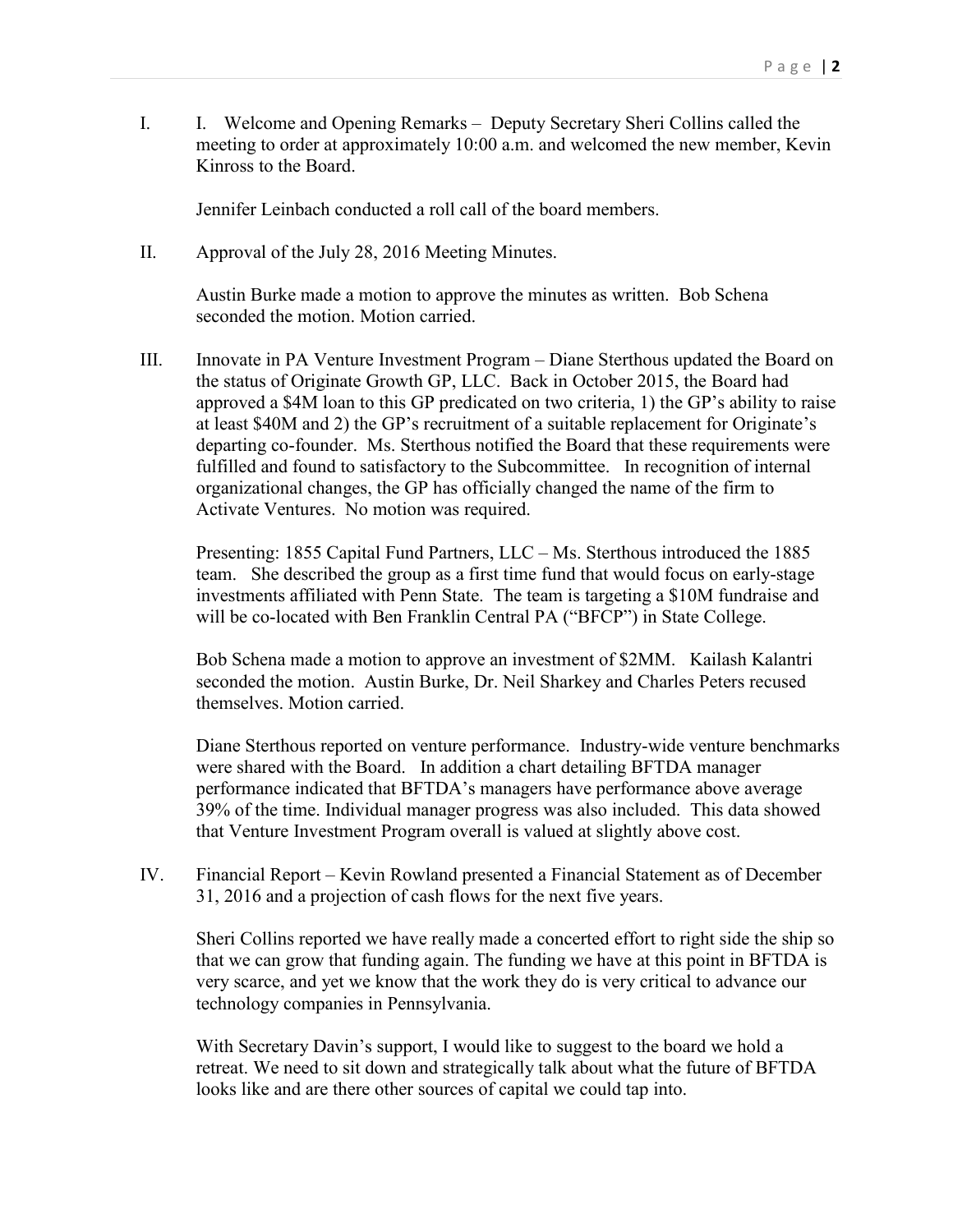I. I. Welcome and Opening Remarks – Deputy Secretary Sheri Collins called the meeting to order at approximately 10:00 a.m. and welcomed the new member, Kevin Kinross to the Board.

Jennifer Leinbach conducted a roll call of the board members.

II. Approval of the July 28, 2016 Meeting Minutes.

Austin Burke made a motion to approve the minutes as written. Bob Schena seconded the motion. Motion carried.

III. Innovate in PA Venture Investment Program – Diane Sterthous updated the Board on the status of Originate Growth GP, LLC. Back in October 2015, the Board had approved a $4M loan to this GP predicated on two criteria, 1) the GP's ability to raise at least $40M and 2) the GP's recruitment of a suitable replacement for Originate's departing co-founder. Ms. Sterthous notified the Board that these requirements were fulfilled and found to satisfactory to the Subcommittee. In recognition of internal organizational changes, the GP has officially changed the name of the firm to Activate Ventures. No motion was required.

Presenting: 1855 Capital Fund Partners, LLC – Ms. Sterthous introduced the 1885 team. She described the group as a first time fund that would focus on early-stage investments affiliated with Penn State. The team is targeting a $10M fundraise and will be co-located with Ben Franklin Central PA ("BFCP") in State College.

Bob Schena made a motion to approve an investment of $2MM. Kailash Kalantri seconded the motion. Austin Burke, Dr. Neil Sharkey and Charles Peters recused themselves. Motion carried.

Diane Sterthous reported on venture performance. Industry-wide venture benchmarks were shared with the Board. In addition a chart detailing BFTDA manager performance indicated that BFTDA's managers have performance above average 39% of the time. Individual manager progress was also included. This data showed that Venture Investment Program overall is valued at slightly above cost.

IV. Financial Report – Kevin Rowland presented a Financial Statement as of December 31, 2016 and a projection of cash flows for the next five years.

Sheri Collins reported we have really made a concerted effort to right side the ship so that we can grow that funding again. The funding we have at this point in BFTDA is very scarce, and yet we know that the work they do is very critical to advance our technology companies in Pennsylvania.

With Secretary Davin's support, I would like to suggest to the board we hold a retreat. We need to sit down and strategically talk about what the future of BFTDA looks like and are there other sources of capital we could tap into.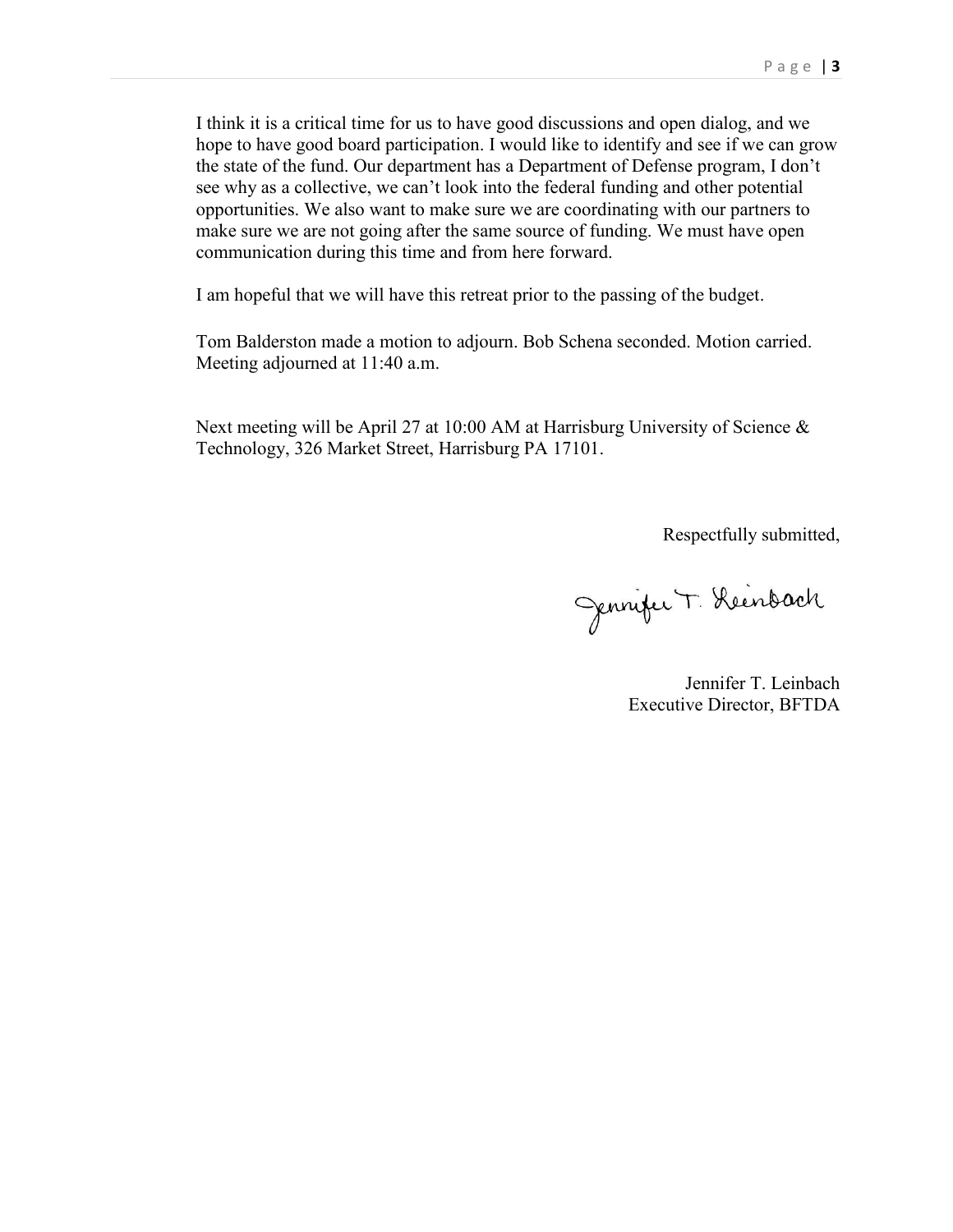I think it is a critical time for us to have good discussions and open dialog, and we hope to have good board participation. I would like to identify and see if we can grow the state of the fund. Our department has a Department of Defense program, I don't see why as a collective, we can't look into the federal funding and other potential opportunities. We also want to make sure we are coordinating with our partners to make sure we are not going after the same source of funding. We must have open communication during this time and from here forward.

I am hopeful that we will have this retreat prior to the passing of the budget.

Tom Balderston made a motion to adjourn. Bob Schena seconded. Motion carried. Meeting adjourned at 11:40 a.m.

Next meeting will be April 27 at 10:00 AM at Harrisburg University of Science & Technology, 326 Market Street, Harrisburg PA 17101.

Respectfully submitted,

Jennifer T. Leinbach

Jennifer T. Leinbach
Executive Director, BFTDA